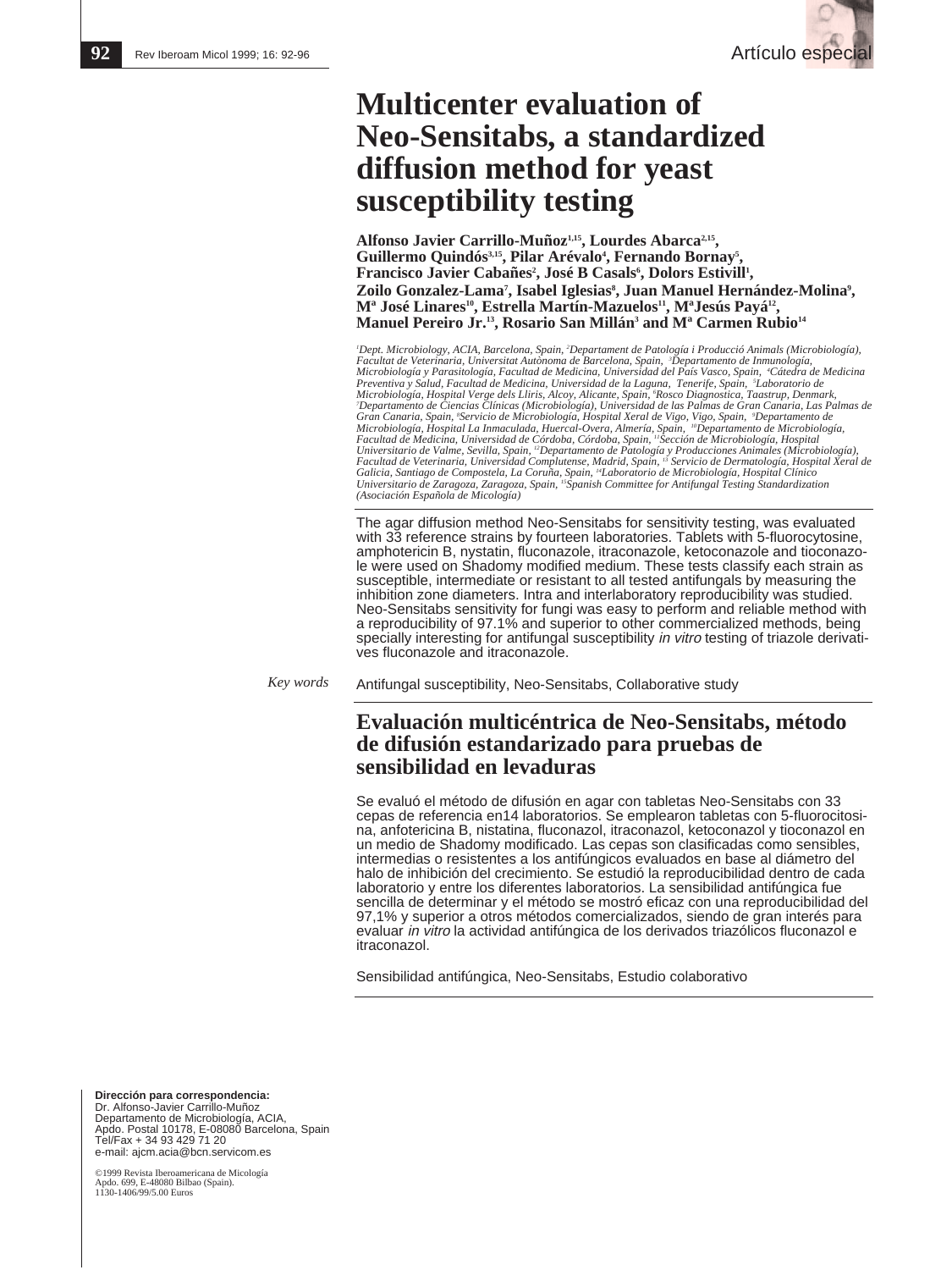Artículo especial

# Multicenter evaluation of Neo-Sensitabs, a standardized diffusion method for yeast susceptibility testing

**Alfonso Javier Carrillo-Muñoz[1,15], Lourdes Abarca[2,15], Guillermo Quindós[3,15], Pilar Arévalo[4], Fernando Bornay[5], Francisco Javier Cabañes[2], José B Casals[6], Dolors Estivill[1], Zoilo Gonzalez-Lama[7], Isabel Iglesias[8], Juan Manuel Hernández-Molina[9], Mª José Linares[10], Estrella Martín-Mazuelos[11], MªJesús Payá[12], Manuel Pereiro Jr.[13], Rosario San Millán[3] and Mª Carmen Rubio[14]**

*[1]Dept. Microbiology, ACIA, Barcelona, Spain, [2]Departament de Patología i Producció Animals (Microbiología), Facultat de Veterinaria, Universitat Autònoma de Barcelona, Spain, [3]Departamento de Inmunología, Microbiología y Parasitología, Facultad de Medicina, Universidad del País Vasco, Spain, [4]Cátedra de Medicina Preventiva y Salud, Facultad de Medicina, Universidad de la Laguna, Tenerife, Spain, [5]Laboratorio de Microbiología, Hospital Verge dels Lliris, Alcoy, Alicante, Spain, [6]Rosco Diagnostica, Taastrup, Denmark, [7]Departamento de Ciencias Clínicas (Microbiología), Universidad de las Palmas de Gran Canaria, Las Palmas de Gran Canaria, Spain, [8]Servicio de Microbiología, Hospital Xeral de Vigo, Vigo, Spain, [9]Departamento de Microbiología, Hospital La Inmaculada, Huercal-Overa, Almería, Spain, [10]Departamento de Microbiología, Facultad de Medicina, Universidad de Córdoba, Córdoba, Spain, [11]Sección de Microbiología, Hospital Universitario de Valme, Sevilla, Spain, [12]Departamento de Patología y Producciones Animales (Microbiología), Facultad de Veterinaria, Universidad Complutense, Madrid, Spain, [13]Servicio de Dermatología, Hospital Xeral de Galicia, Santiago de Compostela, La Coruña, Spain, [14]Laboratorio de Microbiología, Hospital Clínico Universitario de Zaragoza, Zaragoza, Spain, [15]Spanish Committee for Antifungal Testing Standardization (Asociación Española de Micología)*

The agar diffusion method Neo-Sensitabs for sensitivity testing, was evaluated with 33 reference strains by fourteen laboratories. Tablets with 5-fluorocytosine, amphotericin B, nystatin, fluconazole, itraconazole, ketoconazole and tioconazole were used on Shadomy modified medium. These tests classify each strain as susceptible, intermediate or resistant to all tested antifungals by measuring the inhibition zone diameters. Intra and interlaboratory reproducibility was studied. Neo-Sensitabs sensitivity for fungi was easy to perform and reliable method with a reproducibility of 97.1% and superior to other commercialized methods, being specially interesting for antifungal susceptibility *in vitro* testing of triazole derivatives fluconazole and itraconazole.

*Key words* Antifungal susceptibility, Neo-Sensitabs, Collaborative study

## Evaluación multicéntrica de Neo-Sensitabs, método de difusión estandarizado para pruebas de sensibilidad en levaduras

Se evaluó el método de difusión en agar con tabletas Neo-Sensitabs con 33 cepas de referencia en14 laboratorios. Se emplearon tabletas con 5-fluorocitosina, anfotericina B, nistatina, fluconazol, itraconazol, ketoconazol y tioconazol en un medio de Shadomy modificado. Las cepas son clasificadas como sensibles, intermedias o resistentes a los antifúngicos evaluados en base al diámetro del halo de inhibición del crecimiento. Se estudió la reproducibilidad dentro de cada laboratorio y entre los diferentes laboratorios. La sensibilidad antifúngica fue sencilla de determinar y el método se mostró eficaz con una reproducibilidad del 97,1% y superior a otros métodos comercializados, siendo de gran interés para evaluar *in vitro* la actividad antifúngica de los derivados triazólicos fluconazol e itraconazol.

Sensibilidad antifúngica, Neo-Sensitabs, Estudio colaborativo

**Dirección para correspondencia:**
Dr. Alfonso-Javier Carrillo-Muñoz
Departamento de Microbiología, ACIA,
Apdo. Postal 10178, E-08080 Barcelona, Spain
Tel/Fax + 34 93 429 71 20
e-mail: ajcm.acia@bcn.servicom.es

©1999 Revista Iberoamericana de Micología
Apdo. 699, E-48080 Bilbao (Spain).
1130-1406/99/5.00 Euros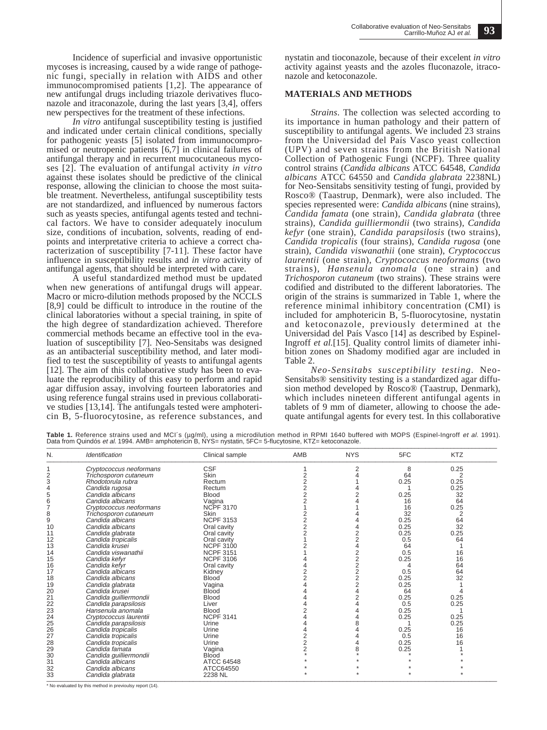Incidence of superficial and invasive opportunistic mycoses is increasing, caused by a wide range of pathogenic fungi, specially in relation with AIDS and other immunocompromised patients [1,2]. The appearance of new antifungal drugs including triazole derivatives fluconazole and itraconazole, during the last years [3,4], offers new perspectives for the treatment of these infections.

*In vitro* antifungal susceptibility testing is justified and indicated under certain clinical conditions, specially for pathogenic yeasts [5] isolated from immunocompromised or neutropenic patients [6,7] in clinical failures of antifungal therapy and in recurrent mucocutaneous mycoses [2]. The evaluation of antifungal activity *in vitro* against these isolates should be predictive of the clinical response, allowing the clinician to choose the most suitable treatment. Nevertheless, antifungal susceptibility tests are not standardized, and influenced by numerous factors such as yeasts species, antifungal agents tested and technical factors. We have to consider adequately inoculum size, conditions of incubation, solvents, reading of endpoints and interpretative criteria to achieve a correct characterization of susceptibility [7-11]. These factor have influence in susceptibility results and *in vitro* activity of antifungal agents, that should be interpreted with care.

A useful standardized method must be updated when new generations of antifungal drugs will appear. Macro or micro-dilution methods proposed by the NCCLS [8,9] could be difficult to introduce in the routine of the clinical laboratories without a special training, in spite of the high degree of standardization achieved. Therefore commercial methods became an effective tool in the evaluation of susceptibility [7]. Neo-Sensitabs was designed as an antibacterial susceptibility method, and later modified to test the susceptibility of yeasts to antifungal agents [12]. The aim of this collaborative study has been to evaluate the reproducibility of this easy to perform and rapid agar diffusion assay, involving fourteen laboratories and using reference fungal strains used in previous collaborative studies [13,14]. The antifungals tested were amphotericin B, 5-fluorocytosine, as reference substances, and nystatin and tioconazole, because of their excelent *in vitro* activity against yeasts and the azoles fluconazole, itraconazole and ketoconazole.

## MATERIALS AND METHODS

*Strains*. The collection was selected according to its importance in human pathology and their pattern of susceptibility to antifungal agents. We included 23 strains from the Universidad del País Vasco yeast collection (UPV) and seven strains from the British National Collection of Pathogenic Fungi (NCPF). Three quality control strains (*Candida albicans* ATCC 64548, *Candida albicans* ATCC 64550 and *Candida glabrata* 2238NL) for Neo-Sensitabs sensitivity testing of fungi, provided by Rosco® (Taastrup, Denmark), were also included. The species represented were: *Candida albicans* (nine strains), *Candida famata* (one strain), *Candida glabrata* (three strains), *Candida guilliermondii* (two strains), *Candida kefyr* (one strain), *Candida parapsilosis* (two strains), *Candida tropicalis* (four strains), *Candida rugosa* (one strain), *Candida viswanathii* (one strain), *Cryptococcus laurentii* (one strain), *Cryptococcus neoformans* (two strains), *Hansenula anomala* (one strain) and *Trichosporon cutaneum* (two strains). These strains were codified and distributed to the different laboratories. The origin of the strains is summarized in Table 1, where the reference minimal inhibitory concentration (CMI) is included for amphotericin B, 5-fluorocytosine, nystatin and ketoconazole, previously determined at the Universidad del País Vasco [14] as described by Espinel-Ingroff *et al.*[15]. Quality control limits of diameter inhibition zones on Shadomy modified agar are included in Table 2.

*Neo-Sensitabs susceptibility testing*. Neo-Sensitabs® sensitivity testing is a standardized agar diffusion method developed by Rosco® (Taastrup, Denmark), which includes nineteen different antifungal agents in tablets of 9 mm of diameter, allowing to choose the adequate antifungal agents for every test. In this collaborative

**Table 1.** Reference strains used and MCI´s (µg/ml), using a microdilution method in RPMI 1640 buffered with MOPS (Espinel-Ingroff *et al.* 1991). Data from Quindós *et al.* 1994. AMB= amphotericin B, NYS= nystatin, 5FC= 5-flucytosine, KTZ= ketoconazole.

| N. | Identification | Clinical sample | AMB | NYS | 5FC | KTZ |
|---|---|---|---|---|---|---|
| 1 | *Cryptococcus neoformans* | CSF | 1 | 2 | 8 | 0.25 |
| 2 | *Trichosporon cutaneum* | Skin | 2 | 4 | 64 | 2 |
| 3 | *Rhodotorula rubra* | Rectum | 2 | 1 | 0.25 | 0.25 |
| 4 | *Candida rugosa* | Rectum | 2 | 4 | 1 | 0.25 |
| 5 | *Candida albicans* | Blood | 2 | 2 | 0.25 | 32 |
| 6 | *Candida albicans* | Vagina | 2 | 4 | 16 | 64 |
| 7 | *Cryptococcus neoformans* | NCPF 3170 | 1 | 1 | 16 | 0.25 |
| 8 | *Trichosporon cutaneum* | Skin | 2 | 4 | 32 | 2 |
| 9 | *Candida albicans* | NCPF 3153 | 2 | 4 | 0.25 | 64 |
| 10 | *Candida albicans* | Oral cavity | 2 | 4 | 0.25 | 32 |
| 11 | *Candida glabrata* | Oral cavity | 2 | 2 | 0.25 | 0.25 |
| 12 | *Candida tropicalis* | Oral cavity | 1 | 2 | 0.5 | 64 |
| 13 | *Candida krusei* | NCPF 3100 | 2 | 4 | 64 | 1 |
| 14 | *Candida viswanathii* | NCPF 3151 | 1 | 2 | 0.5 | 16 |
| 15 | *Candida kefyr* | NCPF 3106 | 4 | 2 | 0.25 | 16 |
| 16 | *Candida kefyr* | Oral cavity | 4 | 2 | 4 | 64 |
| 17 | *Candida albicans* | Kidney | 2 | 2 | 0.5 | 64 |
| 18 | *Candida albicans* | Blood | 2 | 2 | 0.25 | 32 |
| 19 | *Candida glabrata* | Vagina | 4 | 2 | 0.25 | 1 |
| 20 | *Candida krusei* | Blood | 4 | 4 | 64 | 4 |
| 21 | *Candida guilliermondii* | Blood | 4 | 2 | 0.25 | 0.25 |
| 22 | *Candida parapsilosis* | Liver | 4 | 4 | 0.5 | 0.25 |
| 23 | *Hansenula anomala* | Blood | 2 | 4 | 0.25 | 1 |
| 24 | *Cryptococcus laurentii* | NCPF 3141 | 4 | 4 | 0.25 | 0.25 |
| 25 | *Candida parapsilosis* | Urine | 4 | 8 | 1 | 0.25 |
| 26 | *Candida tropicalis* | Urine | 4 | 4 | 0.25 | 16 |
| 27 | *Candida tropicalis* | Urine | 2 | 4 | 0.5 | 16 |
| 28 | *Candida tropicalis* | Urine | 2 | 4 | 0.25 | 16 |
| 29 | *Candida famata* | Vagina | 2 | 8 | 0.25 | 1 |
| 30 | *Candida guilliermondii* | Blood | * | * | * | * |
| 31 | *Candida albicans* | ATCC 64548 | * | * | * | * |
| 32 | *Candida albicans* | ATCC64550 | * | * | * | * |
| 33 | *Candida glabrata* | 2238 NL | * | * | * | * |

\* No evaluated by this method in previoulsy report (14).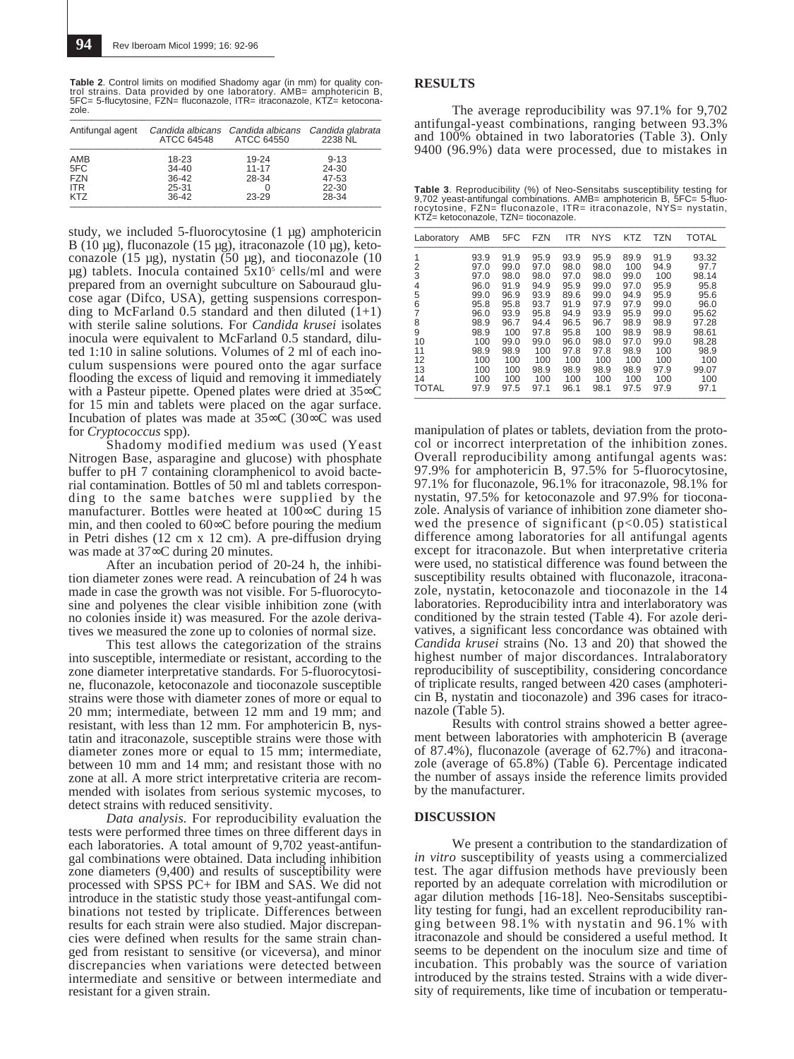**Table 2**. Control limits on modified Shadomy agar (in mm) for quality control strains. Data provided by one laboratory. AMB= amphotericin B, 5FC= 5-flucytosine, FZN= fluconazole, ITR= itraconazole, KTZ= ketoconazole.

| Antifungal agent | *Candida albicans* ATCC 64548 | *Candida albicans* ATCC 64550 | *Candida glabrata* 2238 NL |
|---|---|---|---|
| AMB | 18-23 | 19-24 | 9-13 |
| 5FC | 34-40 | 11-17 | 24-30 |
| FZN | 36-42 | 28-34 | 47-53 |
| ITR | 25-31 | 0 | 22-30 |
| KTZ | 36-42 | 23-29 | 28-34 |

study, we included 5-fluorocytosine (1 µg) amphotericin B (10 µg), fluconazole (15 µg), itraconazole (10 µg), ketoconazole (15 µg), nystatin (50 µg), and tioconazole (10 µg) tablets. Inocula contained $5x10^5$ cells/ml and were prepared from an overnight subculture on Sabouraud glucose agar (Difco, USA), getting suspensions corresponding to McFarland 0.5 standard and then diluted (1+1) with sterile saline solutions. For *Candida krusei* isolates inocula were equivalent to McFarland 0.5 standard, diluted 1:10 in saline solutions. Volumes of 2 ml of each inoculum suspensions were poured onto the agar surface flooding the excess of liquid and removing it immediately with a Pasteur pipette. Opened plates were dried at 35∞C for 15 min and tablets were placed on the agar surface. Incubation of plates was made at 35∞C (30∞C was used for *Cryptococcus* spp).

Shadomy modified medium was used (Yeast Nitrogen Base, asparagine and glucose) with phosphate buffer to pH 7 containing cloramphenicol to avoid bacterial contamination. Bottles of 50 ml and tablets corresponding to the same batches were supplied by the manufacturer. Bottles were heated at 100∞C during 15 min, and then cooled to 60∞C before pouring the medium in Petri dishes (12 cm x 12 cm). A pre-diffusion drying was made at 37∞C during 20 minutes.

After an incubation period of 20-24 h, the inhibition diameter zones were read. A reincubation of 24 h was made in case the growth was not visible. For 5-fluorocytosine and polyenes the clear visible inhibition zone (with no colonies inside it) was measured. For the azole derivatives we measured the zone up to colonies of normal size.

This test allows the categorization of the strains into susceptible, intermediate or resistant, according to the zone diameter interpretative standards. For 5-fluorocytosine, fluconazole, ketoconazole and tioconazole susceptible strains were those with diameter zones of more or equal to 20 mm; intermediate, between 12 mm and 19 mm; and resistant, with less than 12 mm. For amphotericin B, nystatin and itraconazole, susceptible strains were those with diameter zones more or equal to 15 mm; intermediate, between 10 mm and 14 mm; and resistant those with no zone at all. A more strict interpretative criteria are recommended with isolates from serious systemic mycoses, to detect strains with reduced sensitivity.

*Data analysis.* For reproducibility evaluation the tests were performed three times on three different days in each laboratories. A total amount of 9,702 yeast-antifungal combinations were obtained. Data including inhibition zone diameters (9,400) and results of susceptibility were processed with SPSS PC+ for IBM and SAS. We did not introduce in the statistic study those yeast-antifungal combinations not tested by triplicate. Differences between results for each strain were also studied. Major discrepancies were defined when results for the same strain changed from resistant to sensitive (or viceversa), and minor discrepancies when variations were detected between intermediate and sensitive or between intermediate and resistant for a given strain.

## RESULTS

The average reproducibility was 97.1% for 9,702 antifungal-yeast combinations, ranging between 93.3% and 100% obtained in two laboratories (Table 3). Only 9400 (96.9%) data were processed, due to mistakes in manipulation of plates or tablets, deviation from the protocol or incorrect interpretation of the inhibition zones. Overall reproducibility among antifungal agents was: 97.9% for amphotericin B, 97.5% for 5-fluorocytosine, 97.1% for fluconazole, 96.1% for itraconazole, 98.1% for nystatin, 97.5% for ketoconazole and 97.9% for tioconazole. Analysis of variance of inhibition zone diameter showed the presence of significant ($p<0.05$) statistical difference among laboratories for all antifungal agents except for itraconazole. But when interpretative criteria were used, no statistical difference was found between the susceptibility results obtained with fluconazole, itraconazole, nystatin, ketoconazole and tioconazole in the 14 laboratories. Reproducibility intra and interlaboratory was conditioned by the strain tested (Table 4). For azole derivatives, a significant less concordance was obtained with *Candida krusei* strains (No. 13 and 20) that showed the highest number of major discordances. Intralaboratory reproducibility of susceptibility, considering concordance of triplicate results, ranged between 420 cases (amphotericin B, nystatin and tioconazole) and 396 cases for itraconazole (Table 5).

**Table 3**. Reproducibility (%) of Neo-Sensitabs susceptibility testing for 9,702 yeast-antifungal combinations. AMB= amphotericin B, 5FC= 5-fluorocytosine, FZN= fluconazole, ITR= itraconazole, NYS= nystatin, KTZ= ketoconazole, TZN= tioconazole.

| Laboratory | AMB | 5FC | FZN | ITR | NYS | KTZ | TZN | TOTAL |
|---|---|---|---|---|---|---|---|---|
| 1 | 93.9 | 91.9 | 95.9 | 93.9 | 95.9 | 89.9 | 91.9 | 93.32 |
| 2 | 97.0 | 99.0 | 97.0 | 98.0 | 98.0 | 100 | 94.9 | 97.7 |
| 3 | 97.0 | 98.0 | 98.0 | 97.0 | 98.0 | 99.0 | 100 | 98.14 |
| 4 | 96.0 | 91.9 | 94.9 | 95.9 | 99.0 | 97.0 | 95.9 | 95.8 |
| 5 | 99.0 | 96.9 | 93.9 | 89.6 | 99.0 | 94.9 | 95.9 | 95.6 |
| 6 | 95.8 | 95.8 | 93.7 | 91.9 | 97.9 | 97.9 | 99.0 | 96.0 |
| 7 | 96.0 | 93.9 | 95.8 | 94.9 | 93.9 | 95.9 | 99.0 | 95.62 |
| 8 | 98.9 | 96.7 | 94.4 | 96.5 | 96.7 | 98.9 | 98.9 | 97.28 |
| 9 | 98.9 | 100 | 97.8 | 95.8 | 100 | 98.9 | 98.9 | 98.61 |
| 10 | 100 | 99.0 | 99.0 | 96.0 | 98.0 | 97.0 | 99.0 | 98.28 |
| 11 | 98.9 | 98.9 | 100 | 97.8 | 97.8 | 98.9 | 100 | 98.9 |
| 12 | 100 | 100 | 100 | 100 | 100 | 100 | 100 | 100 |
| 13 | 100 | 100 | 98.9 | 98.9 | 98.9 | 98.9 | 97.9 | 99.07 |
| 14 | 100 | 100 | 100 | 100 | 100 | 100 | 100 | 100 |
| TOTAL | 97.9 | 97.5 | 97.1 | 96.1 | 98.1 | 97.5 | 97.9 | 97.1 |

Results with control strains showed a better agreement between laboratories with amphotericin B (average of 87.4%), fluconazole (average of 62.7%) and itraconazole (average of 65.8%) (Table 6). Percentage indicated the number of assays inside the reference limits provided by the manufacturer.

## DISCUSSION

We present a contribution to the standardization of *in vitro* susceptibility of yeasts using a commercialized test. The agar diffusion methods have previously been reported by an adequate correlation with microdilution or agar dilution methods [16-18]. Neo-Sensitabs susceptibility testing for fungi, had an excellent reproducibility ranging between 98.1% with nystatin and 96.1% with itraconazole and should be considered a useful method. It seems to be dependent on the inoculum size and time of incubation. This probably was the source of variation introduced by the strains tested. Strains with a wide diversity of requirements, like time of incubation or temperatu-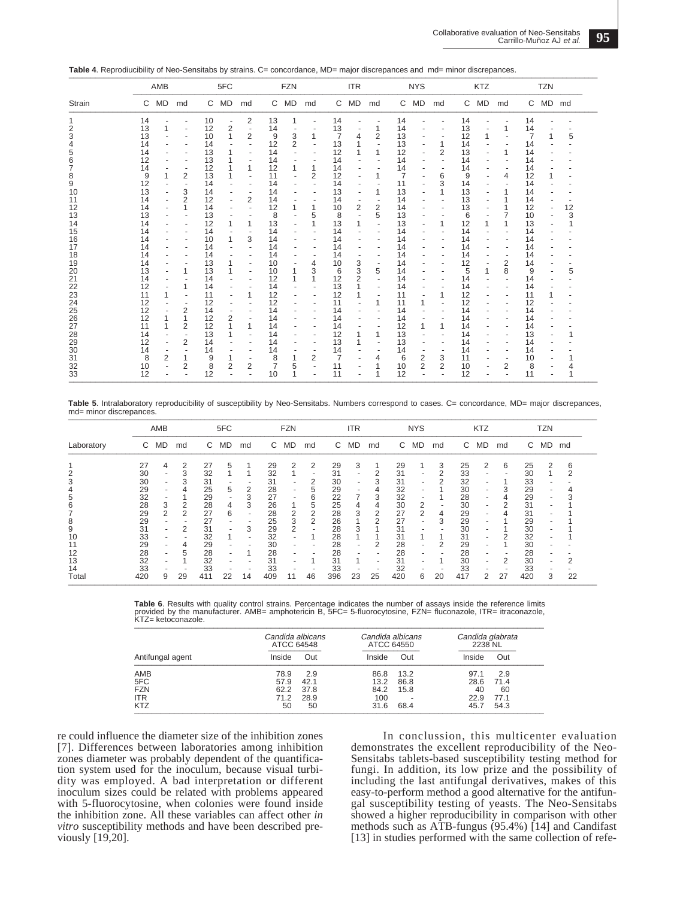**Table 4**. Reprodiucibility of Neo-Sensitabs by strains. C= concordance, MD= major discrepances and md= minor discrepances.

| Strain | AMB | | | 5FC | | | FZN | | | ITR | | | NYS | | | KTZ | | | TZN | | |
|---|---|---|---|---|---|---|---|---|---|---|---|---|---|---|---|---|---|---|---|---|---|
| | C | MD | md | C | MD | md | C | MD | md | C | MD | md | C | MD | md | C | MD | md | C | MD | md |
| 1 | 14 | - | - | 10 | - | 2 | 13 | 1 | - | 14 | - | - | 14 | - | - | 14 | - | - | 14 | - | - |
| 2 | 13 | 1 | - | 12 | 2 | - | 14 | - | - | 13 | - | 1 | 14 | - | - | 13 | - | 1 | 14 | - | - |
| 3 | 13 | - | - | 10 | 1 | 2 | 9 | 3 | 1 | 7 | 4 | 2 | 13 | - | - | 12 | 1 | - | 7 | 1 | 5 |
| 4 | 14 | - | - | 14 | - | - | 12 | 2 | - | 13 | 1 | - | 13 | - | 1 | 14 | - | - | 14 | - | - |
| 5 | 14 | - | - | 13 | 1 | - | 14 | - | - | 12 | 1 | 1 | 12 | - | 2 | 13 | - | 1 | 14 | - | - |
| 6 | 12 | - | - | 13 | 1 | - | 14 | - | - | 14 | - | - | 14 | - | - | 14 | - | - | 14 | - | - |
| 7 | 14 | - | - | 12 | 1 | 1 | 12 | 1 | 1 | 14 | - | - | 14 | - | - | 14 | - | - | 14 | - | - |
| 8 | 9 | 1 | 2 | 13 | 1 | - | 11 | - | 2 | 12 | - | 1 | 7 | - | 6 | 9 | - | 4 | 12 | 1 | - |
| 9 | 12 | - | - | 14 | - | - | 14 | - | - | 14 | - | - | 11 | - | 3 | 14 | - | - | 14 | - | - |
| 10 | 13 | - | 3 | 14 | - | - | 14 | - | - | 13 | - | 1 | 13 | - | 1 | 13 | - | 1 | 14 | - | - |
| 11 | 14 | - | 2 | 12 | - | 2 | 14 | - | - | 14 | - | - | 14 | - | - | 13 | - | 1 | 14 | - | - |
| 12 | 14 | - | 1 | 14 | - | - | 12 | 1 | 1 | 10 | 2 | 2 | 14 | - | - | 13 | - | 1 | 12 | - | 12 |
| 13 | 13 | - | - | 13 | - | - | 8 | - | 5 | 8 | - | 5 | 13 | - | - | 6 | - | 7 | 10 | - | 3 |
| 14 | 14 | - | - | 12 | 1 | 1 | 13 | - | 1 | 13 | 1 | - | 13 | - | 1 | 12 | 1 | 1 | 13 | - | 1 |
| 15 | 14 | - | - | 14 | - | - | 14 | - | - | 14 | - | - | 14 | - | - | 14 | - | - | 14 | - | - |
| 16 | 14 | - | - | 10 | 1 | 3 | 14 | - | - | 14 | - | - | 14 | - | - | 14 | - | - | 14 | - | - |
| 17 | 14 | - | - | 14 | - | - | 14 | - | - | 14 | - | - | 14 | - | - | 14 | - | - | 14 | - | - |
| 18 | 14 | - | - | 14 | - | - | 14 | - | - | 14 | - | - | 14 | - | - | 14 | - | - | 14 | - | - |
| 19 | 14 | - | - | 13 | 1 | - | 10 | - | 4 | 10 | 3 | - | 14 | - | - | 12 | - | 2 | 14 | - | - |
| 20 | 13 | - | 1 | 13 | 1 | - | 10 | 1 | 3 | 6 | 3 | 5 | 14 | - | - | 5 | 1 | 8 | 9 | - | 5 |
| 21 | 14 | - | - | 14 | - | - | 12 | 1 | 1 | 12 | 2 | - | 14 | - | - | 14 | - | - | 14 | - | - |
| 22 | 12 | - | 1 | 14 | - | - | 14 | - | - | 13 | 1 | - | 14 | - | - | 14 | - | - | 14 | - | - |
| 23 | 11 | 1 | - | 11 | - | 1 | 12 | - | - | 12 | 1 | - | 11 | - | 1 | 12 | - | - | 11 | 1 | - |
| 24 | 12 | - | - | 12 | - | - | 12 | - | - | 11 | - | 1 | 11 | 1 | - | 12 | - | - | 12 | - | - |
| 25 | 12 | - | 2 | 14 | - | - | 14 | - | - | 14 | - | - | 14 | - | - | 14 | - | - | 14 | - | - |
| 26 | 12 | 1 | 1 | 12 | 2 | - | 14 | - | - | 14 | - | - | 14 | - | - | 14 | - | - | 14 | - | - |
| 27 | 11 | 1 | 2 | 12 | 1 | 1 | 14 | - | - | 14 | - | - | 12 | 1 | 1 | 14 | - | - | 14 | - | - |
| 28 | 14 | - | - | 13 | 1 | - | 14 | - | - | 12 | 1 | 1 | 13 | - | - | 14 | - | - | 13 | - | 1 |
| 29 | 12 | - | 2 | 14 | - | - | 14 | - | - | 13 | 1 | - | 13 | - | - | 14 | - | - | 14 | - | - |
| 30 | 14 | - | - | 14 | - | - | 14 | - | - | 14 | - | - | 14 | - | - | 14 | - | - | 14 | - | - |
| 31 | 8 | 2 | 1 | 9 | 1 | - | 8 | 1 | 2 | 7 | - | 4 | 6 | 2 | 3 | 11 | - | - | 10 | - | 1 |
| 32 | 10 | - | 2 | 8 | 2 | 2 | 7 | 5 | - | 11 | - | 1 | 10 | 2 | 2 | 10 | - | 2 | 8 | - | 4 |
| 33 | 12 | - | - | 12 | - | - | 10 | 1 | - | 11 | - | 1 | 12 | - | - | 12 | - | - | 11 | - | 1 |

**Table 5**. Intralaboratory reproducibility of susceptibility by Neo-Sensitabs. Numbers correspond to cases. C= concordance, MD= major discrepances, md= minor discrepances.

| Laboratory | AMB | | | 5FC | | | FZN | | | ITR | | | NYS | | | KTZ | | | TZN | | |
|---|---|---|---|---|---|---|---|---|---|---|---|---|---|---|---|---|---|---|---|---|---|
| | C | MD | md | C | MD | md | C | MD | md | C | MD | md | C | MD | md | C | MD | md | C | MD | md |
| 1 | 27 | 4 | 2 | 27 | 5 | 1 | 29 | 2 | 2 | 29 | 3 | 1 | 29 | 1 | 3 | 25 | 2 | 6 | 25 | 2 | 6 |
| 2 | 30 | - | 3 | 32 | 1 | 1 | 32 | 1 | - | 31 | - | 2 | 31 | - | 2 | 33 | - | - | 30 | 1 | 2 |
| 3 | 30 | - | 3 | 31 | - | - | 31 | - | 2 | 30 | - | 3 | 31 | - | 2 | 32 | - | 1 | 33 | - | - |
| 4 | 29 | - | 4 | 25 | 5 | 2 | 28 | - | 5 | 29 | - | 4 | 32 | - | 1 | 30 | - | 3 | 29 | - | 4 |
| 5 | 32 | - | 1 | 29 | - | 3 | 27 | - | 6 | 22 | 7 | 3 | 32 | - | 1 | 28 | - | 4 | 29 | - | 3 |
| 6 | 28 | 3 | 2 | 28 | 4 | 3 | 26 | 1 | 5 | 25 | 4 | 4 | 30 | 2 | - | 30 | - | 2 | 31 | - | 1 |
| 7 | 29 | 2 | 2 | 27 | 6 | - | 28 | 2 | 2 | 28 | 3 | 2 | 27 | 2 | 4 | 29 | - | 4 | 31 | - | 1 |
| 8 | 29 | - | - | 27 | - | - | 25 | 3 | 2 | 26 | 1 | 2 | 27 | - | 3 | 29 | - | 1 | 29 | - | 1 |
| 9 | 31 | - | 2 | 31 | - | 3 | 29 | 2 | - | 28 | 3 | 1 | 31 | - | - | 30 | - | 1 | 30 | - | 1 |
| 10 | 33 | - | - | 32 | 1 | - | 32 | - | 1 | 28 | 1 | 1 | 31 | 1 | 1 | 31 | - | 2 | 32 | - | 1 |
| 11 | 29 | - | 4 | 29 | - | - | 30 | - | - | 28 | - | 2 | 28 | - | 2 | 29 | - | 1 | 30 | - | - |
| 12 | 28 | - | 5 | 28 | - | 1 | 28 | - | - | 28 | - | - | 28 | - | - | 28 | - | - | 28 | - | - |
| 13 | 32 | - | 1 | 32 | - | - | 31 | - | 1 | 31 | 1 | - | 31 | - | 1 | 30 | - | 2 | 30 | - | 2 |
| 14 | 33 | - | - | 33 | - | - | 33 | - | - | 33 | - | - | 32 | - | - | 33 | - | - | 33 | - | - |
| Total | 420 | 9 | 29 | 411 | 22 | 14 | 409 | 11 | 46 | 396 | 23 | 25 | 420 | 6 | 20 | 417 | 2 | 27 | 420 | 3 | 22 |

**Table 6**. Results with quality control strains. Percentage indicates the number of assays inside the reference limits provided by the manufacturer. AMB= amphotericin B, 5FC= 5-fluorocytosine, FZN= fluconazole, ITR= itraconazole, KTZ= ketoconazole.

| Antifungal agent | *Candida albicans* ATCC 64548 | | *Candida albicans* ATCC 64550 | | *Candida glabrata* 2238 NL | |
|---|---|---|---|---|---|---|
| | Inside | Out | Inside | Out | Inside | Out |
| AMB | 78.9 | 2.9 | 86.8 | 13.2 | 97.1 | 2.9 |
| 5FC | 57.9 | 42.1 | 13.2 | 86.8 | 28.6 | 71.4 |
| FZN | 62.2 | 37.8 | 84.2 | 15.8 | 40 | 60 |
| ITR | 71.2 | 28.9 | 100 | - | 22.9 | 77.1 |
| KTZ | 50 | 50 | 31.6 | 68.4 | 45.7 | 54.3 |

re could influence the diameter size of the inhibition zones [7]. Differences between laboratories among inhibition zones diameter was probably dependent of the quantification system used for the inoculum, because visual turbidity was employed. A bad interpretation or different inoculum sizes could be related with problems appeared with 5-fluorocytosine, when colonies were found inside the inhibition zone. All these variables can affect other *in vitro* susceptibility methods and have been described previously [19,20].

In conclussion, this multicenter evaluation demonstrates the excellent reproducibility of the Neo-Sensitabs tablets-based susceptibility testing method for fungi. In addition, its low prize and the possibility of including the last antifungal derivatives, makes of this easy-to-perform method a good alternative for the antifungal susceptibility testing of yeasts. The Neo-Sensitabs showed a higher reproducibility in comparison with other methods such as ATB-fungus (95.4%) [14] and Candifast [13] in studies performed with the same collection of refe-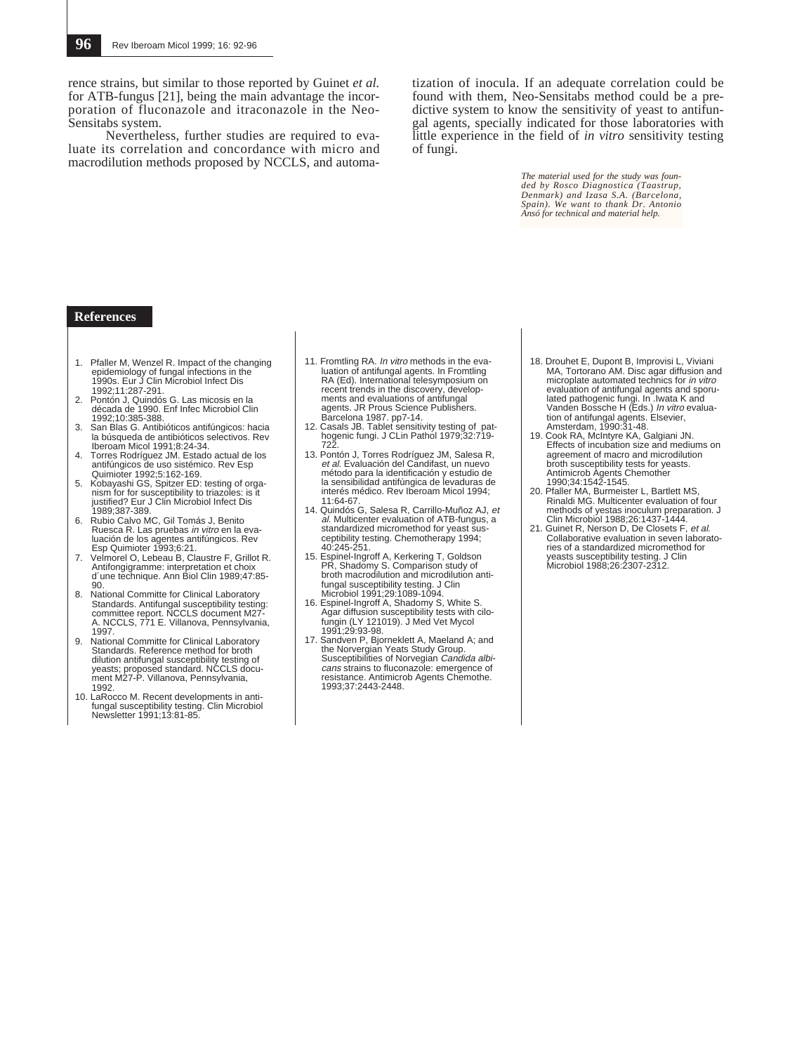rence strains, but similar to those reported by Guinet *et al.* for ATB-fungus [21], being the main advantage the incorporation of fluconazole and itraconazole in the Neo-Sensitabs system.

Nevertheless, further studies are required to evaluate its correlation and concordance with micro and macrodilution methods proposed by NCCLS, and automatization of inocula. If an adequate correlation could be found with them, Neo-Sensitabs method could be a predictive system to know the sensitivity of yeast to antifungal agents, specially indicated for those laboratories with little experience in the field of *in vitro* sensitivity testing of fungi.

*The material used for the study was founded by Rosco Diagnostica (Taastrup, Denmark) and Izasa S.A. (Barcelona, Spain). We want to thank Dr. Antonio Ansó for technical and material help.*

## References

1. Pfaller M, Wenzel R. Impact of the changing epidemiology of fungal infections in the 1990s. Eur J Clin Microbiol Infect Dis 1992;11:287-291.
2. Pontón J, Quindós G. Las micosis en la década de 1990. Enf Infec Microbiol Clin 1992;10:385-388.
3. San Blas G. Antibióticos antifúngicos: hacia la búsqueda de antibióticos selectivos. Rev Iberoam Micol 1991;8:24-34.
4. Torres Rodríguez JM. Estado actual de los antifúngicos de uso sistémico. Rev Esp Quimioter 1992;5:162-169.
5. Kobayashi GS, Spitzer ED: testing of organism for for susceptibility to triazoles: is it justified? Eur J Clin Microbiol Infect Dis 1989;387-389.
6. Rubio Calvo MC, Gil Tomás J, Benito Ruesca R. Las pruebas *in vitro* en la evaluación de los agentes antifúngicos. Rev Esp Quimioter 1993;6:21.
7. Velmorel O, Lebeau B, Claustre F, Grillot R. Antifongigramme: interpretation et choix d´une technique. Ann Biol Clin 1989;47:85-90.
8. National Committe for Clinical Laboratory Standards. Antifungal susceptibility testing: committee report. NCCLS document M27-A. NCCLS, 771 E. Villanova, Pennsylvania, 1997.
9. National Committe for Clinical Laboratory Standards. Reference method for broth dilution antifungal susceptibility testing of yeasts; proposed standard. NCCLS document M27-P. Villanova, Pennsylvania, 1992.
10. LaRocco M. Recent developments in antifungal susceptibility testing. Clin Microbiol Newsletter 1991;13:81-85.
11. Fromtling RA. *In vitro* methods in the evaluation of antifungal agents. In Fromtling RA (Ed). International telesymposium on recent trends in the discovery, developments and evaluations of antifungal agents. JR Prous Science Publishers. Barcelona 1987. pp7-14.
12. Casals JB. Tablet sensitivity testing of pathogenic fungi. J CLin Pathol 1979;32:719-722.
13. Pontón J, Torres Rodríguez JM, Salesa R, *et al*. Evaluación del Candifast, un nuevo método para la identificación y estudio de la sensibilidad antifúngica de levaduras de interés médico. Rev Iberoam Micol 1994; 11:64-67.
14. Quindós G, Salesa R, Carrillo-Muñoz AJ, *et al*. Multicenter evaluation of ATB-fungus, a standardized micromethod for yeast susceptibility testing. Chemotherapy 1994; 40:245-251.
15. Espinel-Ingroff A, Kerkering T, Goldson PR, Shadomy S. Comparison study of broth macrodilution and microdilution antifungal susceptibility testing. J Clin Microbiol 1991;29:1089-1094.
16. Espinel-Ingroff A, Shadomy S, White S. Agar diffusion susceptibility tests with cilofungin (LY 121019). J Med Vet Mycol 1991;29:93-98.
17. Sandven P, Bjorneklett A, Maeland A; and the Norvergian Yeats Study Group. Susceptibilities of Norvegian *Candida albicans* strains to fluconazole: emergence of resistance. Antimicrob Agents Chemothe. 1993;37:2443-2448.
18. Drouhet E, Dupont B, Improvisi L, Viviani MA, Tortorano AM. Disc agar diffusion and microplate automated technics for *in vitro* evaluation of antifungal agents and sporulated pathogenic fungi. In .Iwata K and Vanden Bossche H (Eds.) *In vitro* evaluation of antifungal agents. Elsevier, Amsterdam, 1990:31-48.
19. Cook RA, McIntyre KA, Galgiani JN. Effects of incubation size and mediums on agreement of macro and microdilution broth susceptibility tests for yeasts. Antimicrob Agents Chemother 1990;34:1542-1545.
20. Pfaller MA, Burmeister L, Bartlett MS, Rinaldi MG. Multicenter evaluation of four methods of yestas inoculum preparation. J Clin Microbiol 1988;26:1437-1444.
21. Guinet R, Nerson D, De Closets F, *et al*. Collaborative evaluation in seven laboratories of a standardized micromethod for yeasts susceptibility testing. J Clin Microbiol 1988;26:2307-2312.